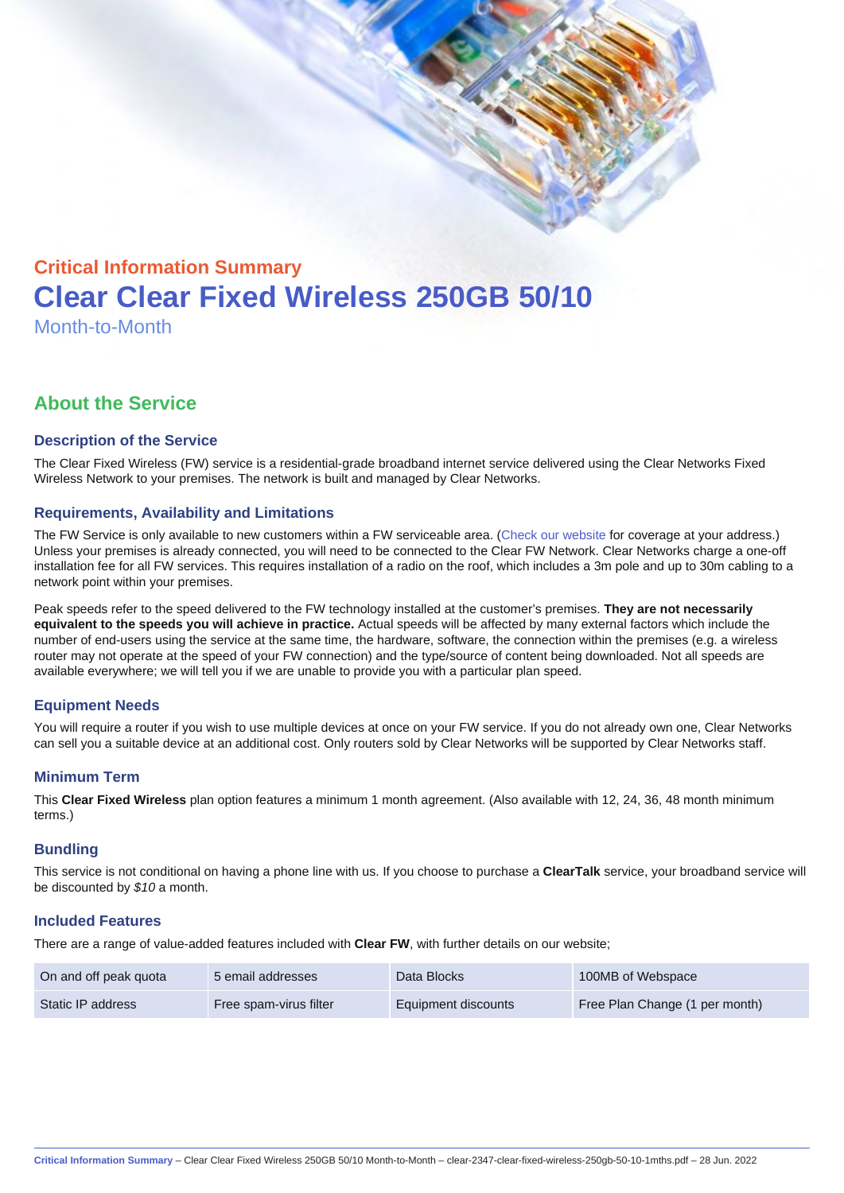Critical Information Summary

# Clear Clear Fixed Wireless 250GB 50/10

Month-to-Month

## About the Service

### Description of the Service

The Clear Fixed Wireless (FW) service is a residential-grade broadband internet service delivered using the Clear Networks Fixed Wireless Network to your premises. The network is built and managed by Clear Networks.

### Requirements, Availability and Limitations

The FW Service is only available to new customers within a FW serviceable area. (Check our website for coverage at your address.) Unless your premises is already connected, you will need to be connected to the Clear FW Network. Clear Networks charge a one-off installation fee for all FW services. This requires installation of a radio on the roof, which includes a 3m pole and up to 30m cabling to a network point within your premises.

Peak speeds refer to the speed delivered to the FW technology installed at the customer's premises. **They are not necessarily equivalent to the speeds you will achieve in practice.** Actual speeds will be affected by many external factors which include the number of end-users using the service at the same time, the hardware, software, the connection within the premises (e.g. a wireless router may not operate at the speed of your FW connection) and the type/source of content being downloaded. Not all speeds are available everywhere; we will tell you if we are unable to provide you with a particular plan speed.

### Equipment Needs

You will require a router if you wish to use multiple devices at once on your FW service. If you do not already own one, Clear Networks can sell you a suitable device at an additional cost. Only routers sold by Clear Networks will be supported by Clear Networks staff.

### Minimum Term

This **Clear Fixed Wireless** plan option features a minimum 1 month agreement. (Also available with 12, 24, 36, 48 month minimum terms.)

### Bundling

This service is not conditional on having a phone line with us. If you choose to purchase a **ClearTalk** service, your broadband service will be discounted by *$10* a month.

### Included Features

There are a range of value-added features included with **Clear FW**, with further details on our website;

| | | | |
|---|---|---|---|
| On and off peak quota | 5 email addresses | Data Blocks | 100MB of Webspace |
| Static IP address | Free spam-virus filter | Equipment discounts | Free Plan Change (1 per month) |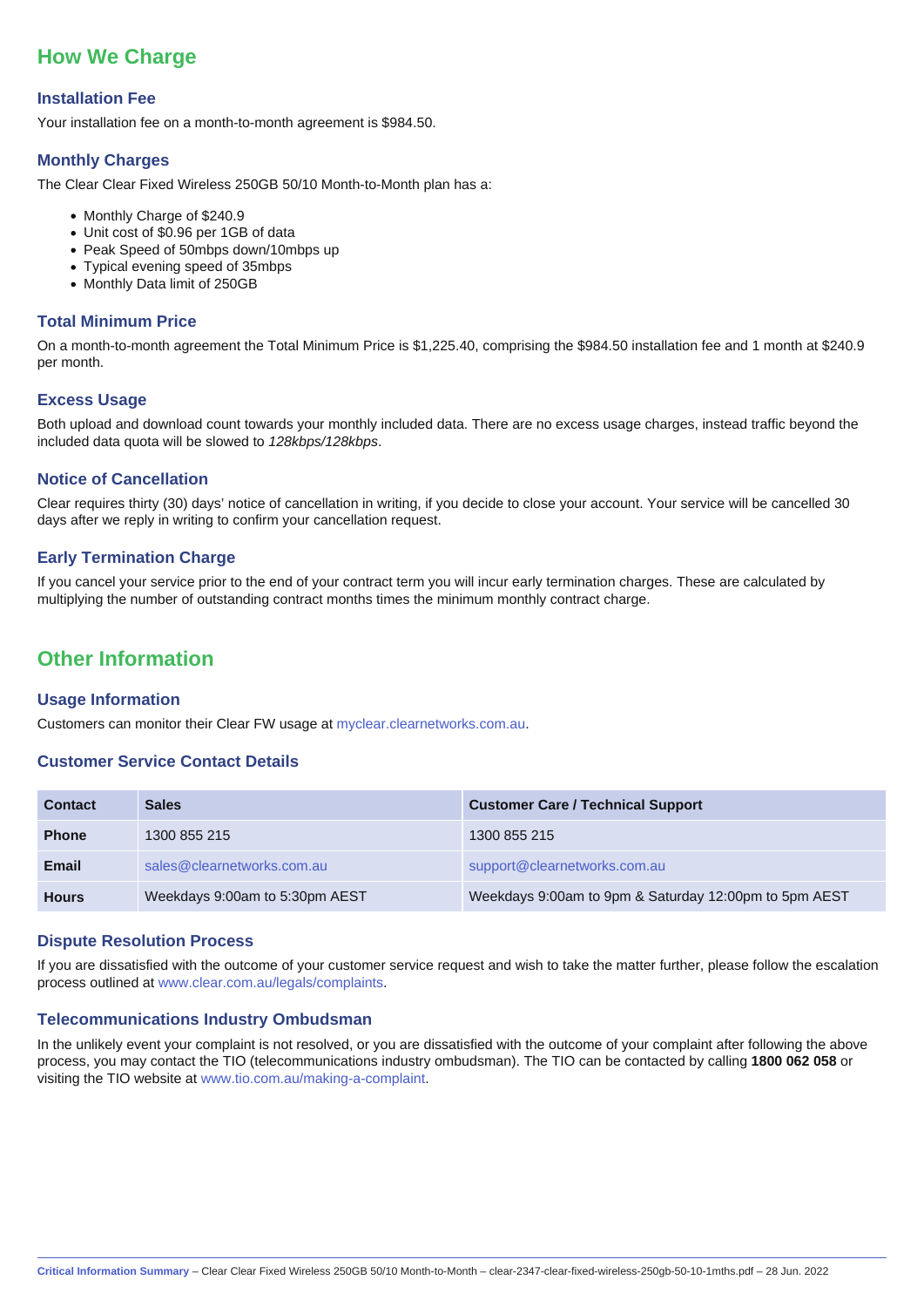## How We Charge

### Installation Fee

Your installation fee on a month-to-month agreement is $984.50.

### Monthly Charges

The Clear Clear Fixed Wireless 250GB 50/10 Month-to-Month plan has a:

- Monthly Charge of $240.9
- Unit cost of $0.96 per 1GB of data
- Peak Speed of 50mbps down/10mbps up
- Typical evening speed of 35mbps
- Monthly Data limit of 250GB

### Total Minimum Price

On a month-to-month agreement the Total Minimum Price is $1,225.40, comprising the $984.50 installation fee and 1 month at $240.9 per month.

### Excess Usage

Both upload and download count towards your monthly included data. There are no excess usage charges, instead traffic beyond the included data quota will be slowed to *128kbps/128kbps*.

### Notice of Cancellation

Clear requires thirty (30) days' notice of cancellation in writing, if you decide to close your account. Your service will be cancelled 30 days after we reply in writing to confirm your cancellation request.

### Early Termination Charge

If you cancel your service prior to the end of your contract term you will incur early termination charges. These are calculated by multiplying the number of outstanding contract months times the minimum monthly contract charge.

## Other Information

### Usage Information

Customers can monitor their Clear FW usage at myclear.clearnetworks.com.au.

### Customer Service Contact Details

| Contact | Sales | Customer Care / Technical Support |
|---|---|---|
| **Phone** | 1300 855 215 | 1300 855 215 |
| **Email** | sales@clearnetworks.com.au | support@clearnetworks.com.au |
| **Hours** | Weekdays 9:00am to 5:30pm AEST | Weekdays 9:00am to 9pm & Saturday 12:00pm to 5pm AEST |

### Dispute Resolution Process

If you are dissatisfied with the outcome of your customer service request and wish to take the matter further, please follow the escalation process outlined at www.clear.com.au/legals/complaints.

### Telecommunications Industry Ombudsman

In the unlikely event your complaint is not resolved, or you are dissatisfied with the outcome of your complaint after following the above process, you may contact the TIO (telecommunications industry ombudsman). The TIO can be contacted by calling **1800 062 058** or visiting the TIO website at www.tio.com.au/making-a-complaint.